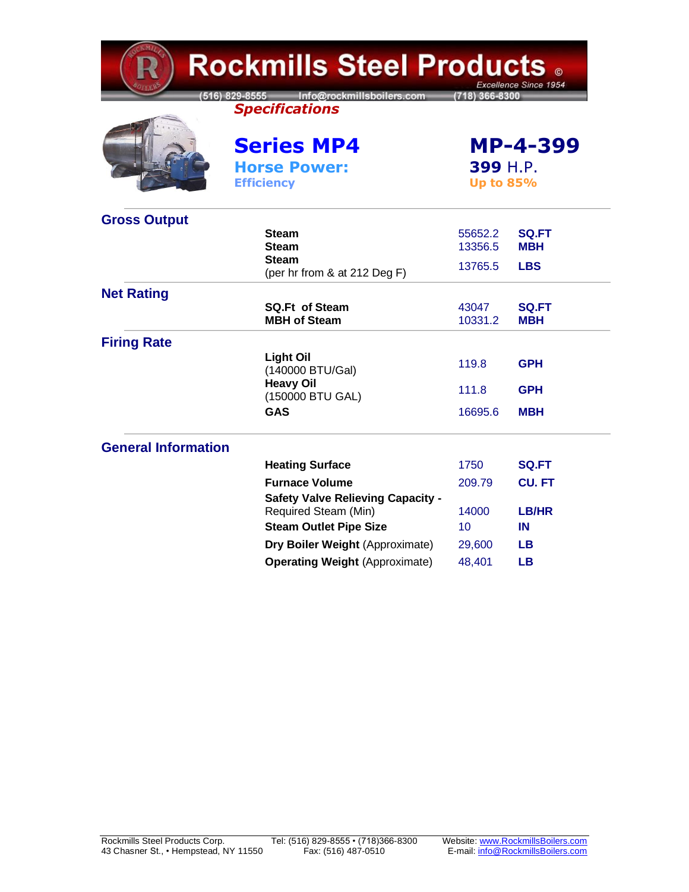# Rockmills Steel Products ©

*Excellence Since 1954*

(516) 829-8555 Info@rockmillsboilers.com (718) 366-8300

***Specifications***

## Series MP4 — MP-4-399

**Horse Power:** 399 H.P.

**Efficiency:** Up to 85%

### Gross Output

| | | |
|---|---|---|
| **Steam** | 55652.2 | **SQ.FT** |
| **Steam** | 13356.5 | **MBH** |
| **Steam** (per hr from & at 212 Deg F) | 13765.5 | **LBS** |

### Net Rating

| | | |
|---|---|---|
| **SQ.Ft of Steam** | 43047 | **SQ.FT** |
| **MBH of Steam** | 10331.2 | **MBH** |

### Firing Rate

| | | |
|---|---|---|
| **Light Oil** (140000 BTU/Gal) | 119.8 | **GPH** |
| **Heavy Oil** (150000 BTU GAL) | 111.8 | **GPH** |
| **GAS** | 16695.6 | **MBH** |

### General Information

| | | |
|---|---|---|
| **Heating Surface** | 1750 | **SQ.FT** |
| **Furnace Volume** | 209.79 | **CU. FT** |
| **Safety Valve Relieving Capacity -** Required Steam (Min) | 14000 | **LB/HR** |
| **Steam Outlet Pipe Size** | 10 | **IN** |
| **Dry Boiler Weight** (Approximate) | 29,600 | **LB** |
| **Operating Weight** (Approximate) | 48,401 | **LB** |

Rockmills Steel Products Corp.
43 Chasner St., • Hempstead, NY 11550

Tel: (516) 829-8555 • (718)366-8300
Fax: (516) 487-0510

Website: www.RockmillsBoilers.com
E-mail: info@RockmillsBoilers.com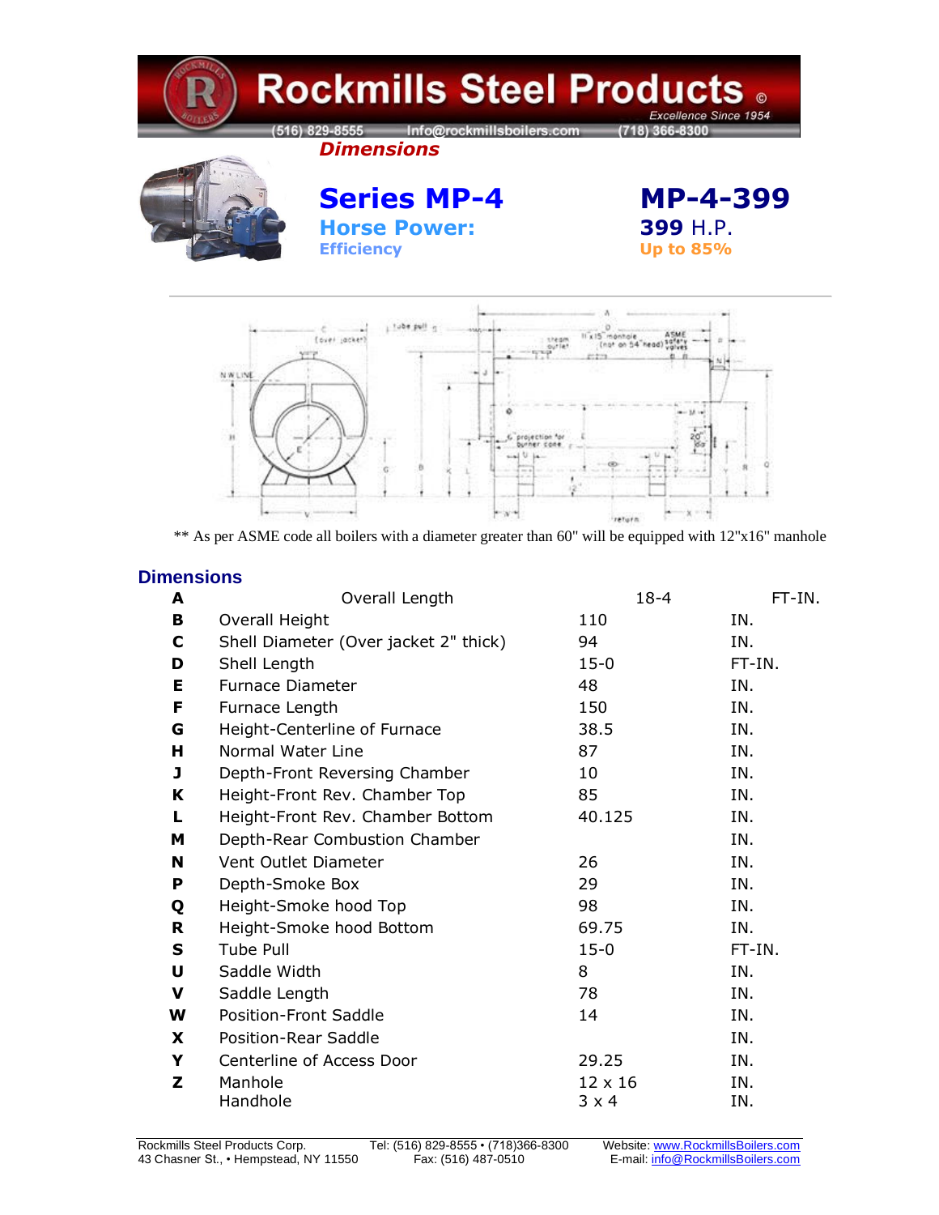Rockmills Steel Products ©

Excellence Since 1954

(516) 829-8555 Info@rockmillsboilers.com (718) 366-8300

## *Dimensions*

# Series MP-4

**Horse Power:**

**Efficiency**

# MP-4-399

**399** H.P.

**Up to 85%**

** As per ASME code all boilers with a diameter greater than 60" will be equipped with 12"x16" manhole

## Dimensions

| | | | |
|---|---|---|---|
| **A** | Overall Length | 18-4 | FT-IN. |
| **B** | Overall Height | 110 | IN. |
| **C** | Shell Diameter (Over jacket 2" thick) | 94 | IN. |
| **D** | Shell Length | 15-0 | FT-IN. |
| **E** | Furnace Diameter | 48 | IN. |
| **F** | Furnace Length | 150 | IN. |
| **G** | Height-Centerline of Furnace | 38.5 | IN. |
| **H** | Normal Water Line | 87 | IN. |
| **J** | Depth-Front Reversing Chamber | 10 | IN. |
| **K** | Height-Front Rev. Chamber Top | 85 | IN. |
| **L** | Height-Front Rev. Chamber Bottom | 40.125 | IN. |
| **M** | Depth-Rear Combustion Chamber | | IN. |
| **N** | Vent Outlet Diameter | 26 | IN. |
| **P** | Depth-Smoke Box | 29 | IN. |
| **Q** | Height-Smoke hood Top | 98 | IN. |
| **R** | Height-Smoke hood Bottom | 69.75 | IN. |
| **S** | Tube Pull | 15-0 | FT-IN. |
| **U** | Saddle Width | 8 | IN. |
| **V** | Saddle Length | 78 | IN. |
| **W** | Position-Front Saddle | 14 | IN. |
| **X** | Position-Rear Saddle | | IN. |
| **Y** | Centerline of Access Door | 29.25 | IN. |
| **Z** | Manhole | 12 x 16 | IN. |
| | Handhole | 3 x 4 | IN. |

Rockmills Steel Products Corp.
43 Chasner St., • Hempstead, NY 11550

Tel: (516) 829-8555 • (718)366-8300
Fax: (516) 487-0510

Website: www.RockmillsBoilers.com
E-mail: info@RockmillsBoilers.com